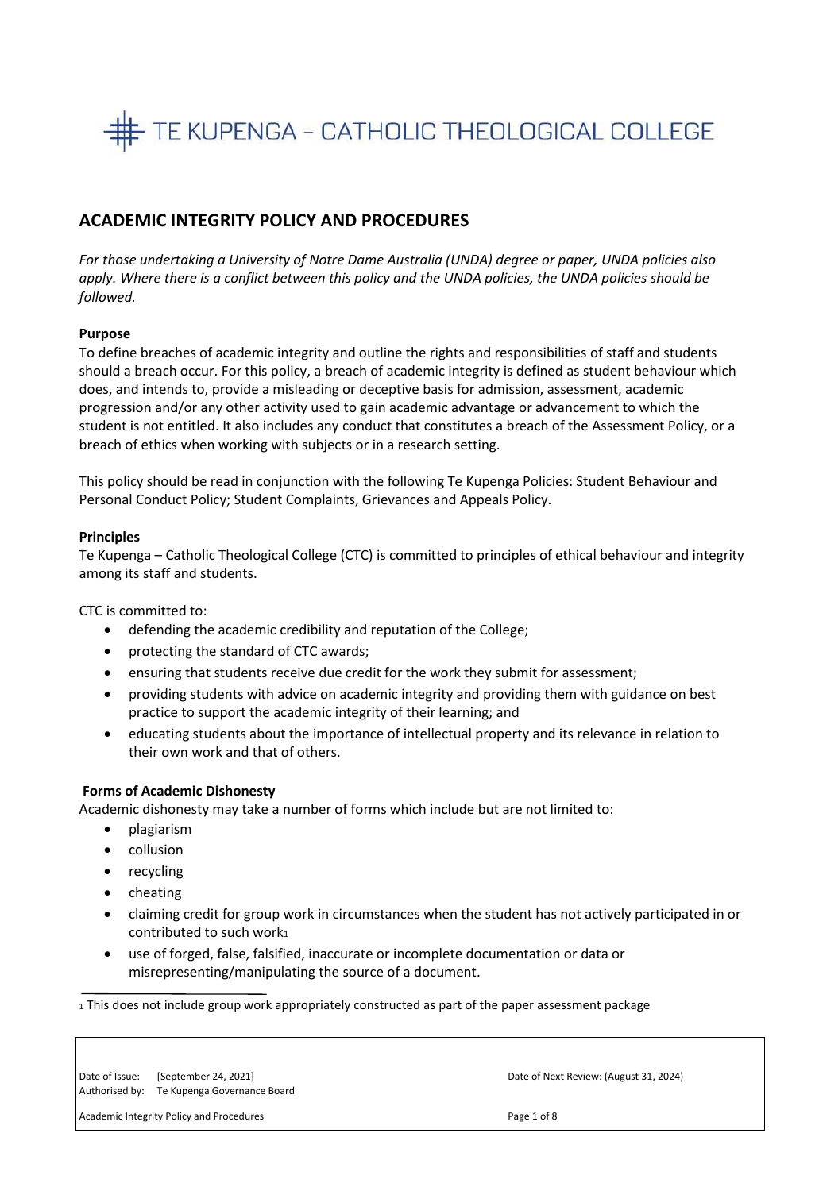TE KUPENGA – CATHOLIC THEOLOGICAL COLLEGE

# ACADEMIC INTEGRITY POLICY AND PROCEDURES

*For those undertaking a University of Notre Dame Australia (UNDA) degree or paper, UNDA policies also apply. Where there is a conflict between this policy and the UNDA policies, the UNDA policies should be followed.*

**Purpose**

To define breaches of academic integrity and outline the rights and responsibilities of staff and students should a breach occur. For this policy, a breach of academic integrity is defined as student behaviour which does, and intends to, provide a misleading or deceptive basis for admission, assessment, academic progression and/or any other activity used to gain academic advantage or advancement to which the student is not entitled. It also includes any conduct that constitutes a breach of the Assessment Policy, or a breach of ethics when working with subjects or in a research setting.

This policy should be read in conjunction with the following Te Kupenga Policies: Student Behaviour and Personal Conduct Policy; Student Complaints, Grievances and Appeals Policy.

**Principles**

Te Kupenga – Catholic Theological College (CTC) is committed to principles of ethical behaviour and integrity among its staff and students.

CTC is committed to:

- defending the academic credibility and reputation of the College;
- protecting the standard of CTC awards;
- ensuring that students receive due credit for the work they submit for assessment;
- providing students with advice on academic integrity and providing them with guidance on best practice to support the academic integrity of their learning; and
- educating students about the importance of intellectual property and its relevance in relation to their own work and that of others.

**Forms of Academic Dishonesty**

Academic dishonesty may take a number of forms which include but are not limited to:

- plagiarism
- collusion
- recycling
- cheating
- claiming credit for group work in circumstances when the student has not actively participated in or contributed to such work[1]
- use of forged, false, falsified, inaccurate or incomplete documentation or data or misrepresenting/manipulating the source of a document.

[1] This does not include group work appropriately constructed as part of the paper assessment package

Date of Issue: [September 24, 2021]
Authorised by: Te Kupenga Governance Board

Date of Next Review: (August 31, 2024)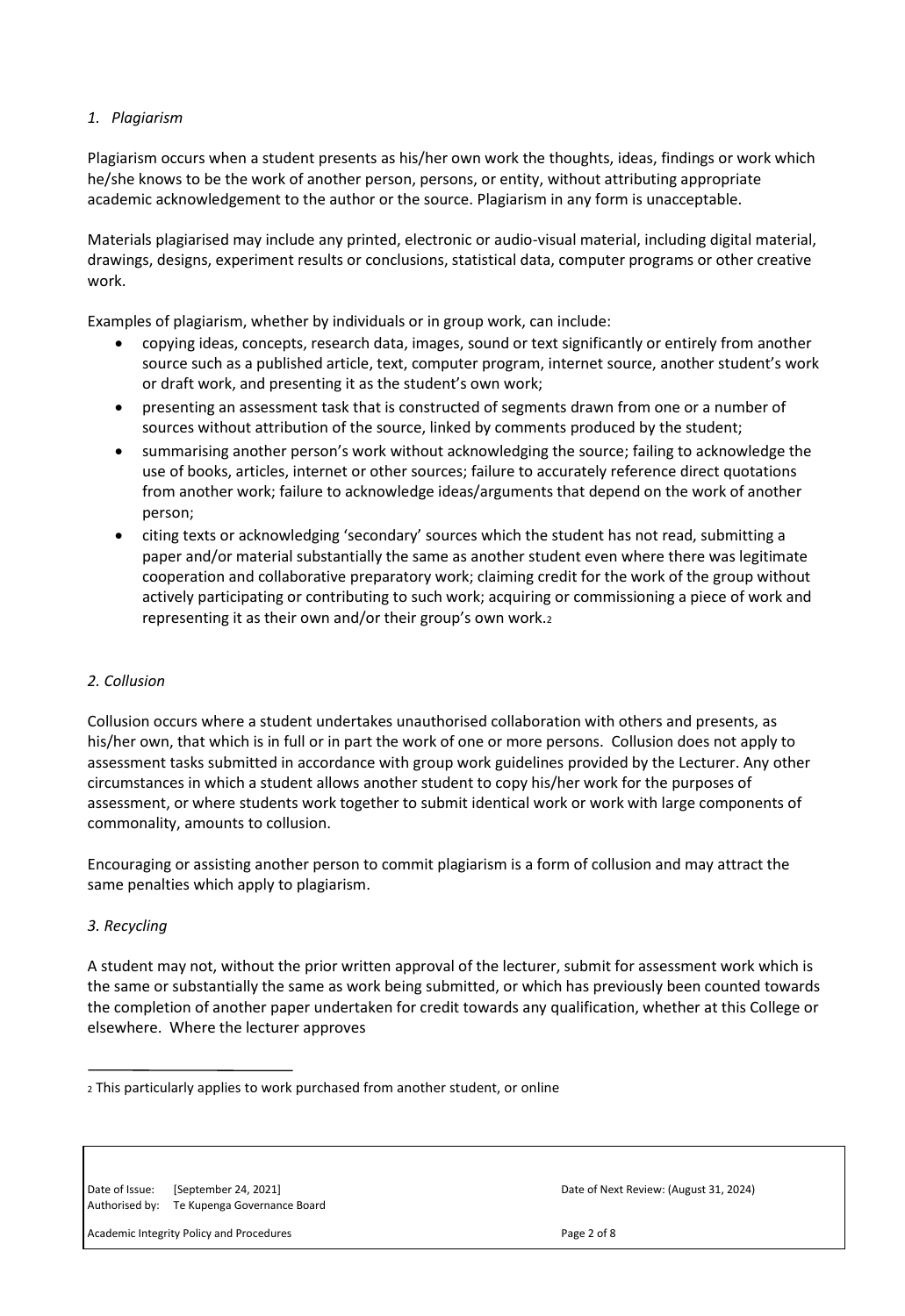*1. Plagiarism*

Plagiarism occurs when a student presents as his/her own work the thoughts, ideas, findings or work which he/she knows to be the work of another person, persons, or entity, without attributing appropriate academic acknowledgement to the author or the source. Plagiarism in any form is unacceptable.

Materials plagiarised may include any printed, electronic or audio-visual material, including digital material, drawings, designs, experiment results or conclusions, statistical data, computer programs or other creative work.

Examples of plagiarism, whether by individuals or in group work, can include:

- copying ideas, concepts, research data, images, sound or text significantly or entirely from another source such as a published article, text, computer program, internet source, another student's work or draft work, and presenting it as the student's own work;
- presenting an assessment task that is constructed of segments drawn from one or a number of sources without attribution of the source, linked by comments produced by the student;
- summarising another person's work without acknowledging the source; failing to acknowledge the use of books, articles, internet or other sources; failure to accurately reference direct quotations from another work; failure to acknowledge ideas/arguments that depend on the work of another person;
- citing texts or acknowledging 'secondary' sources which the student has not read, submitting a paper and/or material substantially the same as another student even where there was legitimate cooperation and collaborative preparatory work; claiming credit for the work of the group without actively participating or contributing to such work; acquiring or commissioning a piece of work and representing it as their own and/or their group's own work.[2]

*2. Collusion*

Collusion occurs where a student undertakes unauthorised collaboration with others and presents, as his/her own, that which is in full or in part the work of one or more persons. Collusion does not apply to assessment tasks submitted in accordance with group work guidelines provided by the Lecturer. Any other circumstances in which a student allows another student to copy his/her work for the purposes of assessment, or where students work together to submit identical work or work with large components of commonality, amounts to collusion.

Encouraging or assisting another person to commit plagiarism is a form of collusion and may attract the same penalties which apply to plagiarism.

*3. Recycling*

A student may not, without the prior written approval of the lecturer, submit for assessment work which is the same or substantially the same as work being submitted, or which has previously been counted towards the completion of another paper undertaken for credit towards any qualification, whether at this College or elsewhere. Where the lecturer approves

[2] This particularly applies to work purchased from another student, or online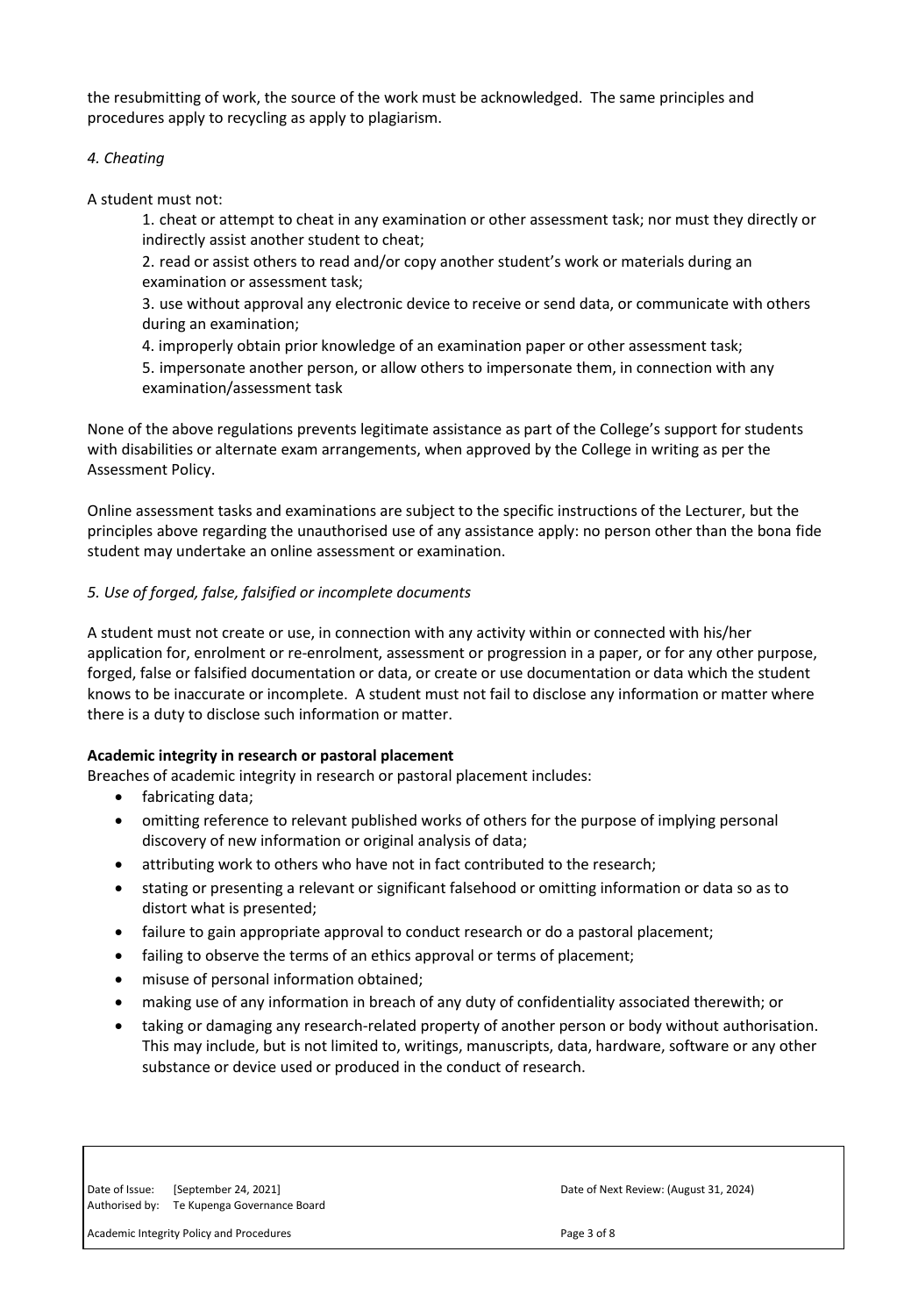the resubmitting of work, the source of the work must be acknowledged. The same principles and procedures apply to recycling as apply to plagiarism.

*4. Cheating*

A student must not:

1. cheat or attempt to cheat in any examination or other assessment task; nor must they directly or indirectly assist another student to cheat;
2. read or assist others to read and/or copy another student's work or materials during an examination or assessment task;
3. use without approval any electronic device to receive or send data, or communicate with others during an examination;
4. improperly obtain prior knowledge of an examination paper or other assessment task;
5. impersonate another person, or allow others to impersonate them, in connection with any examination/assessment task

None of the above regulations prevents legitimate assistance as part of the College's support for students with disabilities or alternate exam arrangements, when approved by the College in writing as per the Assessment Policy.

Online assessment tasks and examinations are subject to the specific instructions of the Lecturer, but the principles above regarding the unauthorised use of any assistance apply: no person other than the bona fide student may undertake an online assessment or examination.

*5. Use of forged, false, falsified or incomplete documents*

A student must not create or use, in connection with any activity within or connected with his/her application for, enrolment or re-enrolment, assessment or progression in a paper, or for any other purpose, forged, false or falsified documentation or data, or create or use documentation or data which the student knows to be inaccurate or incomplete. A student must not fail to disclose any information or matter where there is a duty to disclose such information or matter.

**Academic integrity in research or pastoral placement**

Breaches of academic integrity in research or pastoral placement includes:

- fabricating data;
- omitting reference to relevant published works of others for the purpose of implying personal discovery of new information or original analysis of data;
- attributing work to others who have not in fact contributed to the research;
- stating or presenting a relevant or significant falsehood or omitting information or data so as to distort what is presented;
- failure to gain appropriate approval to conduct research or do a pastoral placement;
- failing to observe the terms of an ethics approval or terms of placement;
- misuse of personal information obtained;
- making use of any information in breach of any duty of confidentiality associated therewith; or
- taking or damaging any research-related property of another person or body without authorisation. This may include, but is not limited to, writings, manuscripts, data, hardware, software or any other substance or device used or produced in the conduct of research.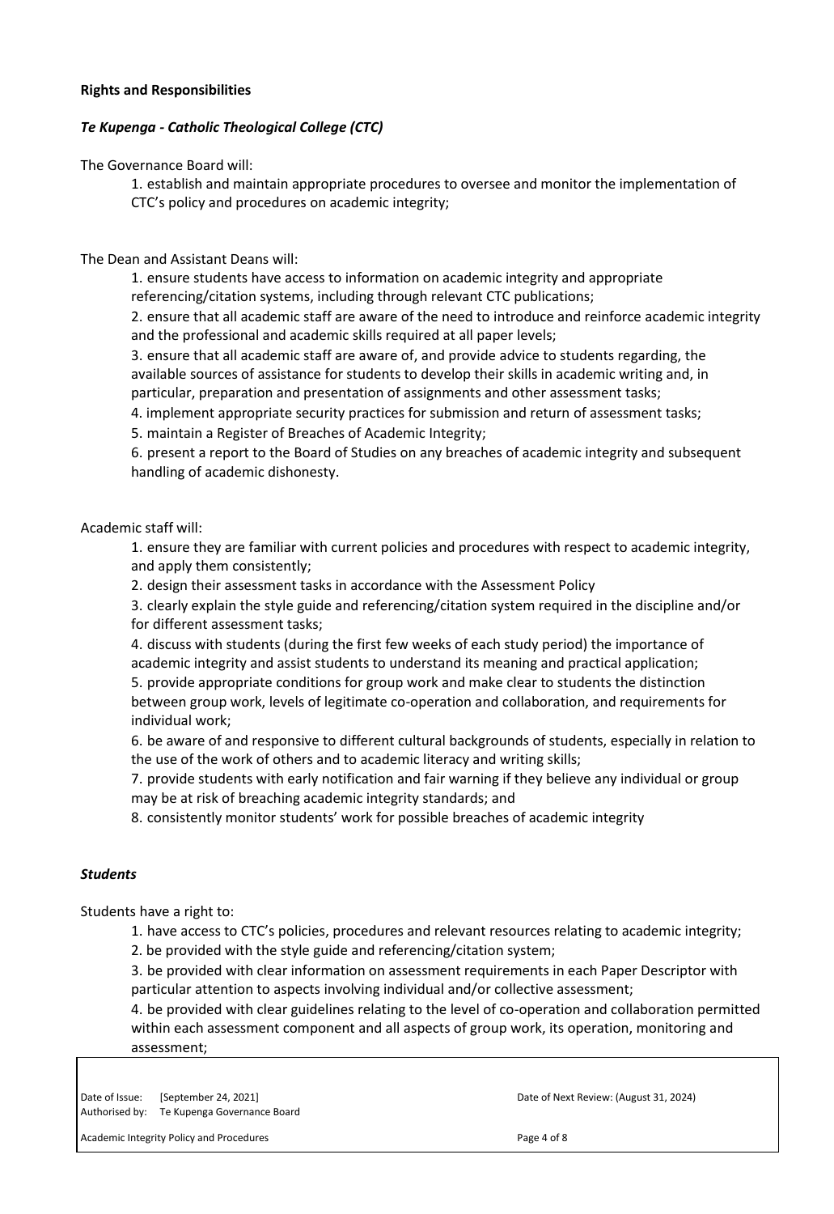**Rights and Responsibilities**

***Te Kupenga - Catholic Theological College (CTC)***

The Governance Board will:

1. establish and maintain appropriate procedures to oversee and monitor the implementation of CTC's policy and procedures on academic integrity;

The Dean and Assistant Deans will:

1. ensure students have access to information on academic integrity and appropriate referencing/citation systems, including through relevant CTC publications;
2. ensure that all academic staff are aware of the need to introduce and reinforce academic integrity and the professional and academic skills required at all paper levels;
3. ensure that all academic staff are aware of, and provide advice to students regarding, the available sources of assistance for students to develop their skills in academic writing and, in particular, preparation and presentation of assignments and other assessment tasks;
4. implement appropriate security practices for submission and return of assessment tasks;
5. maintain a Register of Breaches of Academic Integrity;
6. present a report to the Board of Studies on any breaches of academic integrity and subsequent handling of academic dishonesty.

Academic staff will:

1. ensure they are familiar with current policies and procedures with respect to academic integrity, and apply them consistently;
2. design their assessment tasks in accordance with the Assessment Policy
3. clearly explain the style guide and referencing/citation system required in the discipline and/or for different assessment tasks;
4. discuss with students (during the first few weeks of each study period) the importance of academic integrity and assist students to understand its meaning and practical application;
5. provide appropriate conditions for group work and make clear to students the distinction between group work, levels of legitimate co-operation and collaboration, and requirements for individual work;
6. be aware of and responsive to different cultural backgrounds of students, especially in relation to the use of the work of others and to academic literacy and writing skills;
7. provide students with early notification and fair warning if they believe any individual or group may be at risk of breaching academic integrity standards; and
8. consistently monitor students' work for possible breaches of academic integrity

***Students***

Students have a right to:

1. have access to CTC's policies, procedures and relevant resources relating to academic integrity;
2. be provided with the style guide and referencing/citation system;
3. be provided with clear information on assessment requirements in each Paper Descriptor with particular attention to aspects involving individual and/or collective assessment;
4. be provided with clear guidelines relating to the level of co-operation and collaboration permitted within each assessment component and all aspects of group work, its operation, monitoring and assessment;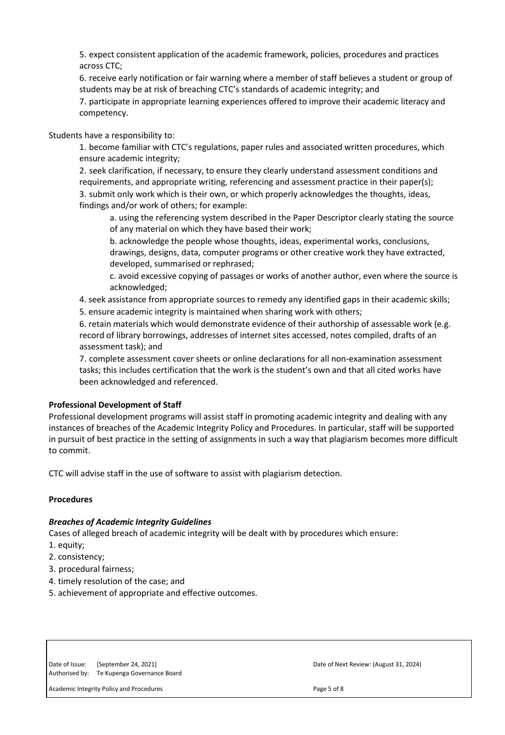5. expect consistent application of the academic framework, policies, procedures and practices across CTC;

6. receive early notification or fair warning where a member of staff believes a student or group of students may be at risk of breaching CTC's standards of academic integrity; and

7. participate in appropriate learning experiences offered to improve their academic literacy and competency.

Students have a responsibility to:

1. become familiar with CTC's regulations, paper rules and associated written procedures, which ensure academic integrity;
2. seek clarification, if necessary, to ensure they clearly understand assessment conditions and requirements, and appropriate writing, referencing and assessment practice in their paper(s);
3. submit only work which is their own, or which properly acknowledges the thoughts, ideas, findings and/or work of others; for example:
   a. using the referencing system described in the Paper Descriptor clearly stating the source of any material on which they have based their work;
   b. acknowledge the people whose thoughts, ideas, experimental works, conclusions, drawings, designs, data, computer programs or other creative work they have extracted, developed, summarised or rephrased;
   c. avoid excessive copying of passages or works of another author, even where the source is acknowledged;
4. seek assistance from appropriate sources to remedy any identified gaps in their academic skills;
5. ensure academic integrity is maintained when sharing work with others;
6. retain materials which would demonstrate evidence of their authorship of assessable work (e.g. record of library borrowings, addresses of internet sites accessed, notes compiled, drafts of an assessment task); and
7. complete assessment cover sheets or online declarations for all non-examination assessment tasks; this includes certification that the work is the student's own and that all cited works have been acknowledged and referenced.

**Professional Development of Staff**

Professional development programs will assist staff in promoting academic integrity and dealing with any instances of breaches of the Academic Integrity Policy and Procedures. In particular, staff will be supported in pursuit of best practice in the setting of assignments in such a way that plagiarism becomes more difficult to commit.

CTC will advise staff in the use of software to assist with plagiarism detection.

**Procedures**

***Breaches of Academic Integrity Guidelines***

Cases of alleged breach of academic integrity will be dealt with by procedures which ensure:

1. equity;
2. consistency;
3. procedural fairness;
4. timely resolution of the case; and
5. achievement of appropriate and effective outcomes.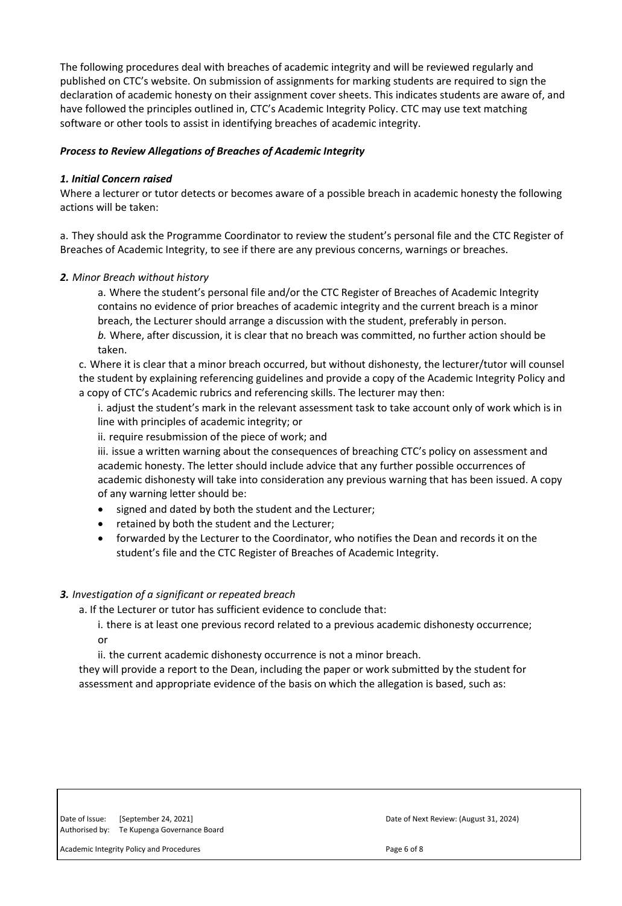The following procedures deal with breaches of academic integrity and will be reviewed regularly and published on CTC's website. On submission of assignments for marking students are required to sign the declaration of academic honesty on their assignment cover sheets. This indicates students are aware of, and have followed the principles outlined in, CTC's Academic Integrity Policy. CTC may use text matching software or other tools to assist in identifying breaches of academic integrity.

***Process to Review Allegations of Breaches of Academic Integrity***

***1. Initial Concern raised***

Where a lecturer or tutor detects or becomes aware of a possible breach in academic honesty the following actions will be taken:

a. They should ask the Programme Coordinator to review the student's personal file and the CTC Register of Breaches of Academic Integrity, to see if there are any previous concerns, warnings or breaches.

***2.*** *Minor Breach without history*

a. Where the student's personal file and/or the CTC Register of Breaches of Academic Integrity contains no evidence of prior breaches of academic integrity and the current breach is a minor breach, the Lecturer should arrange a discussion with the student, preferably in person.

*b.* Where, after discussion, it is clear that no breach was committed, no further action should be taken.

c. Where it is clear that a minor breach occurred, but without dishonesty, the lecturer/tutor will counsel the student by explaining referencing guidelines and provide a copy of the Academic Integrity Policy and a copy of CTC's Academic rubrics and referencing skills. The lecturer may then:

i. adjust the student's mark in the relevant assessment task to take account only of work which is in line with principles of academic integrity; or

ii. require resubmission of the piece of work; and

iii. issue a written warning about the consequences of breaching CTC's policy on assessment and academic honesty. The letter should include advice that any further possible occurrences of academic dishonesty will take into consideration any previous warning that has been issued. A copy of any warning letter should be:

- signed and dated by both the student and the Lecturer;
- retained by both the student and the Lecturer;
- forwarded by the Lecturer to the Coordinator, who notifies the Dean and records it on the student's file and the CTC Register of Breaches of Academic Integrity.

***3.*** *Investigation of a significant or repeated breach*

a. If the Lecturer or tutor has sufficient evidence to conclude that:

i. there is at least one previous record related to a previous academic dishonesty occurrence; or

ii. the current academic dishonesty occurrence is not a minor breach.

they will provide a report to the Dean, including the paper or work submitted by the student for assessment and appropriate evidence of the basis on which the allegation is based, such as: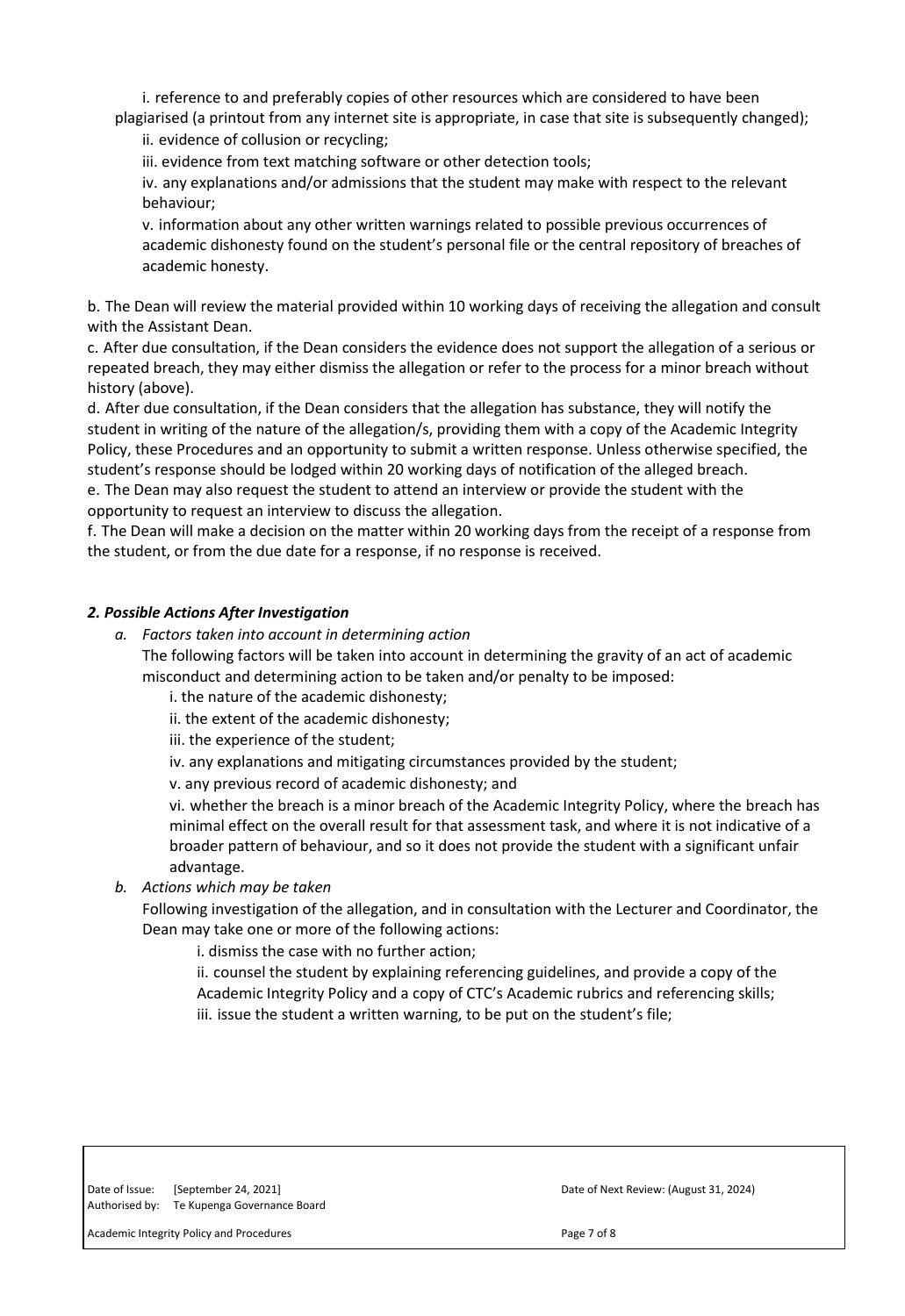i. reference to and preferably copies of other resources which are considered to have been plagiarised (a printout from any internet site is appropriate, in case that site is subsequently changed);

ii. evidence of collusion or recycling;

iii. evidence from text matching software or other detection tools;

iv. any explanations and/or admissions that the student may make with respect to the relevant behaviour;

v. information about any other written warnings related to possible previous occurrences of academic dishonesty found on the student's personal file or the central repository of breaches of academic honesty.

b. The Dean will review the material provided within 10 working days of receiving the allegation and consult with the Assistant Dean.

c. After due consultation, if the Dean considers the evidence does not support the allegation of a serious or repeated breach, they may either dismiss the allegation or refer to the process for a minor breach without history (above).

d. After due consultation, if the Dean considers that the allegation has substance, they will notify the student in writing of the nature of the allegation/s, providing them with a copy of the Academic Integrity Policy, these Procedures and an opportunity to submit a written response. Unless otherwise specified, the student's response should be lodged within 20 working days of notification of the alleged breach.

e. The Dean may also request the student to attend an interview or provide the student with the opportunity to request an interview to discuss the allegation.

f. The Dean will make a decision on the matter within 20 working days from the receipt of a response from the student, or from the due date for a response, if no response is received.

### *2. Possible Actions After Investigation*

*a. Factors taken into account in determining action*

The following factors will be taken into account in determining the gravity of an act of academic misconduct and determining action to be taken and/or penalty to be imposed:

i. the nature of the academic dishonesty;

ii. the extent of the academic dishonesty;

iii. the experience of the student;

iv. any explanations and mitigating circumstances provided by the student;

v. any previous record of academic dishonesty; and

vi. whether the breach is a minor breach of the Academic Integrity Policy, where the breach has minimal effect on the overall result for that assessment task, and where it is not indicative of a broader pattern of behaviour, and so it does not provide the student with a significant unfair advantage.

*b. Actions which may be taken*

Following investigation of the allegation, and in consultation with the Lecturer and Coordinator, the Dean may take one or more of the following actions:

i. dismiss the case with no further action;

ii. counsel the student by explaining referencing guidelines, and provide a copy of the Academic Integrity Policy and a copy of CTC's Academic rubrics and referencing skills;

iii. issue the student a written warning, to be put on the student's file;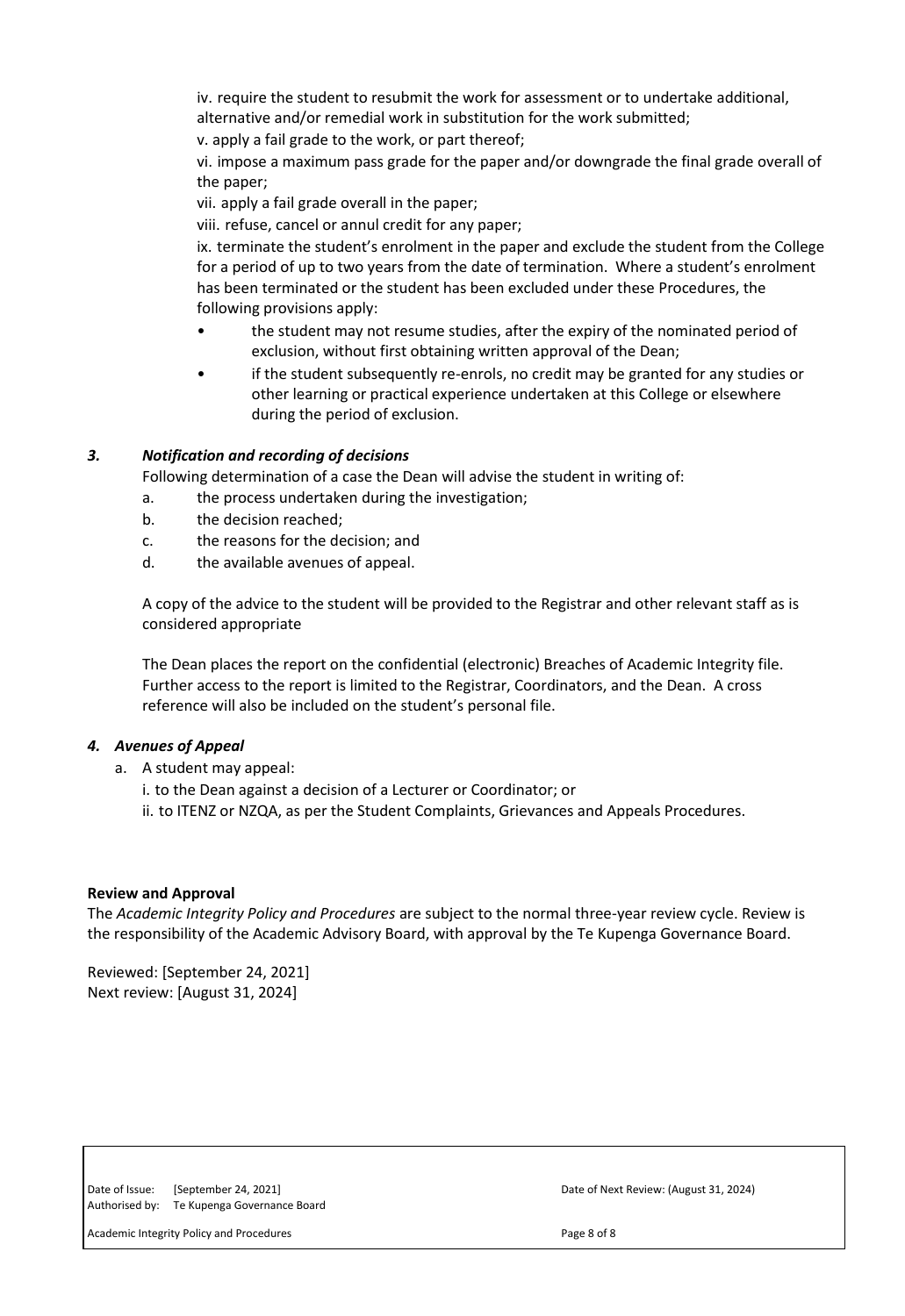iv. require the student to resubmit the work for assessment or to undertake additional, alternative and/or remedial work in substitution for the work submitted;

v. apply a fail grade to the work, or part thereof;

vi. impose a maximum pass grade for the paper and/or downgrade the final grade overall of the paper;

vii. apply a fail grade overall in the paper;

viii. refuse, cancel or annul credit for any paper;

ix. terminate the student's enrolment in the paper and exclude the student from the College for a period of up to two years from the date of termination. Where a student's enrolment has been terminated or the student has been excluded under these Procedures, the following provisions apply:

- the student may not resume studies, after the expiry of the nominated period of exclusion, without first obtaining written approval of the Dean;
- if the student subsequently re-enrols, no credit may be granted for any studies or other learning or practical experience undertaken at this College or elsewhere during the period of exclusion.

### *3. Notification and recording of decisions*

Following determination of a case the Dean will advise the student in writing of:

a. the process undertaken during the investigation;
b. the decision reached;
c. the reasons for the decision; and
d. the available avenues of appeal.

A copy of the advice to the student will be provided to the Registrar and other relevant staff as is considered appropriate

The Dean places the report on the confidential (electronic) Breaches of Academic Integrity file. Further access to the report is limited to the Registrar, Coordinators, and the Dean. A cross reference will also be included on the student's personal file.

### *4. Avenues of Appeal*

a. A student may appeal:

i. to the Dean against a decision of a Lecturer or Coordinator; or

ii. to ITENZ or NZQA, as per the Student Complaints, Grievances and Appeals Procedures.

**Review and Approval**

The *Academic Integrity Policy and Procedures* are subject to the normal three-year review cycle. Review is the responsibility of the Academic Advisory Board, with approval by the Te Kupenga Governance Board.

Reviewed: [September 24, 2021]
Next review: [August 31, 2024]